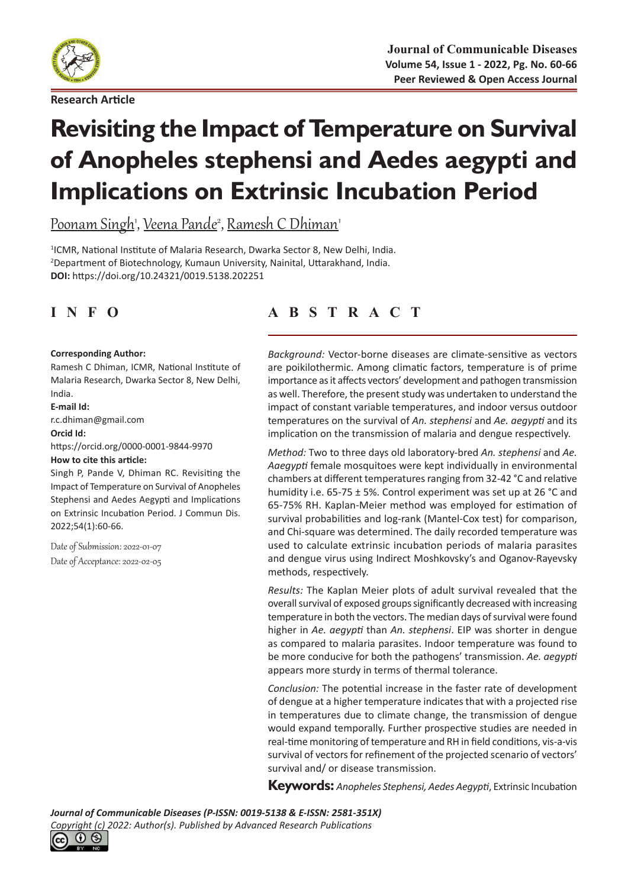Research Article

# Revisiting the Impact of Temperature on Survival of Anopheles stephensi and Aedes aegypti and Implications on Extrinsic Incubation Period

Poonam Singh[1], Veena Pande[2], Ramesh C Dhiman[1]

[1]ICMR, National Institute of Malaria Research, Dwarka Sector 8, New Delhi, India.
[2]Department of Biotechnology, Kumaun University, Nainital, Uttarakhand, India.
**DOI:** https://doi.org/10.24321/0019.5138.202251

## INFO

**Corresponding Author:**
Ramesh C Dhiman, ICMR, National Institute of Malaria Research, Dwarka Sector 8, New Delhi, India.

**E-mail Id:**
r.c.dhiman@gmail.com

**Orcid Id:**
https://orcid.org/0000-0001-9844-9970

**How to cite this article:**
Singh P, Pande V, Dhiman RC. Revisiting the Impact of Temperature on Survival of Anopheles Stephensi and Aedes Aegypti and Implications on Extrinsic Incubation Period. J Commun Dis. 2022;54(1):60-66.

Date of Submission: 2022-01-07
Date of Acceptance: 2022-02-05

## ABSTRACT

*Background:* Vector-borne diseases are climate-sensitive as vectors are poikilothermic. Among climatic factors, temperature is of prime importance as it affects vectors' development and pathogen transmission as well. Therefore, the present study was undertaken to understand the impact of constant variable temperatures, and indoor versus outdoor temperatures on the survival of *An. stephensi* and *Ae. aegypti* and its implication on the transmission of malaria and dengue respectively.

*Method:* Two to three days old laboratory-bred *An. stephensi* and *Ae. Aaegypti* female mosquitoes were kept individually in environmental chambers at different temperatures ranging from 32-42 °C and relative humidity i.e. 65-75 ± 5%. Control experiment was set up at 26 °C and 65-75% RH. Kaplan-Meier method was employed for estimation of survival probabilities and log-rank (Mantel-Cox test) for comparison, and Chi-square was determined. The daily recorded temperature was used to calculate extrinsic incubation periods of malaria parasites and dengue virus using Indirect Moshkovsky's and Oganov-Rayevsky methods, respectively.

*Results:* The Kaplan Meier plots of adult survival revealed that the overall survival of exposed groups significantly decreased with increasing temperature in both the vectors. The median days of survival were found higher in *Ae. aegypti* than *An. stephensi*. EIP was shorter in dengue as compared to malaria parasites. Indoor temperature was found to be more conducive for both the pathogens' transmission. *Ae. aegypti* appears more sturdy in terms of thermal tolerance.

*Conclusion:* The potential increase in the faster rate of development of dengue at a higher temperature indicates that with a projected rise in temperatures due to climate change, the transmission of dengue would expand temporally. Further prospective studies are needed in real-time monitoring of temperature and RH in field conditions, vis-a-vis survival of vectors for refinement of the projected scenario of vectors' survival and/ or disease transmission.

**Keywords:** *Anopheles Stephensi, Aedes Aegypti*, Extrinsic Incubation

*Journal of Communicable Diseases (P-ISSN: 0019-5138 & E-ISSN: 2581-351X)*
*Copyright (c) 2022: Author(s). Published by Advanced Research Publications*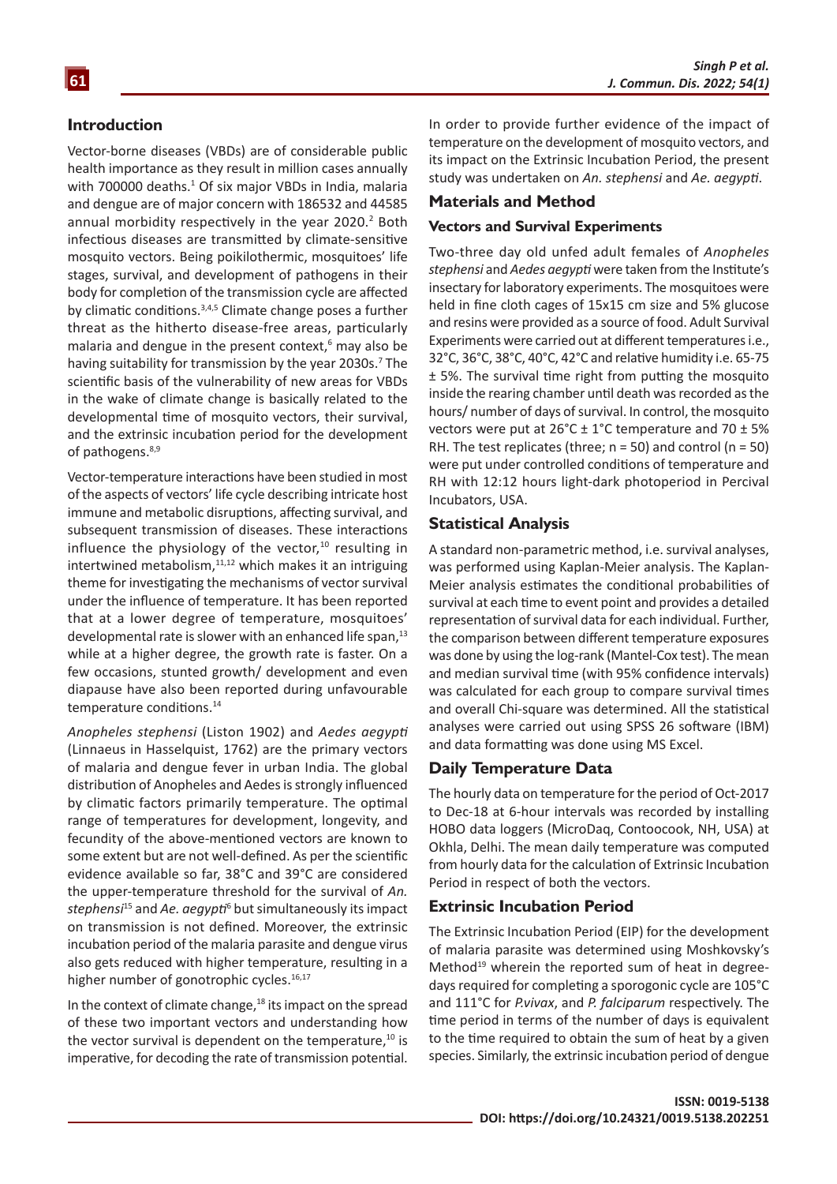## Introduction

Vector-borne diseases (VBDs) are of considerable public health importance as they result in million cases annually with 700000 deaths.[1] Of six major VBDs in India, malaria and dengue are of major concern with 186532 and 44585 annual morbidity respectively in the year 2020.[2] Both infectious diseases are transmitted by climate-sensitive mosquito vectors. Being poikilothermic, mosquitoes' life stages, survival, and development of pathogens in their body for completion of the transmission cycle are affected by climatic conditions.[3,4,5] Climate change poses a further threat as the hitherto disease-free areas, particularly malaria and dengue in the present context,[6] may also be having suitability for transmission by the year 2030s.[7] The scientific basis of the vulnerability of new areas for VBDs in the wake of climate change is basically related to the developmental time of mosquito vectors, their survival, and the extrinsic incubation period for the development of pathogens.[8,9]

Vector-temperature interactions have been studied in most of the aspects of vectors' life cycle describing intricate host immune and metabolic disruptions, affecting survival, and subsequent transmission of diseases. These interactions influence the physiology of the vector,[10] resulting in intertwined metabolism,[11,12] which makes it an intriguing theme for investigating the mechanisms of vector survival under the influence of temperature. It has been reported that at a lower degree of temperature, mosquitoes' developmental rate is slower with an enhanced life span,[13] while at a higher degree, the growth rate is faster. On a few occasions, stunted growth/ development and even diapause have also been reported during unfavourable temperature conditions.[14]

*Anopheles stephensi* (Liston 1902) and *Aedes aegypti* (Linnaeus in Hasselquist, 1762) are the primary vectors of malaria and dengue fever in urban India. The global distribution of Anopheles and Aedes is strongly influenced by climatic factors primarily temperature. The optimal range of temperatures for development, longevity, and fecundity of the above-mentioned vectors are known to some extent but are not well-defined. As per the scientific evidence available so far, 38°C and 39°C are considered the upper-temperature threshold for the survival of *An. stephensi*[15] and *Ae. aegypti*[6] but simultaneously its impact on transmission is not defined. Moreover, the extrinsic incubation period of the malaria parasite and dengue virus also gets reduced with higher temperature, resulting in a higher number of gonotrophic cycles.[16,17]

In the context of climate change,[18] its impact on the spread of these two important vectors and understanding how the vector survival is dependent on the temperature,[10] is imperative, for decoding the rate of transmission potential. In order to provide further evidence of the impact of temperature on the development of mosquito vectors, and its impact on the Extrinsic Incubation Period, the present study was undertaken on *An. stephensi* and *Ae. aegypti*.

## Materials and Method

### Vectors and Survival Experiments

Two-three day old unfed adult females of *Anopheles stephensi* and *Aedes aegypti* were taken from the Institute's insectary for laboratory experiments. The mosquitoes were held in fine cloth cages of 15x15 cm size and 5% glucose and resins were provided as a source of food. Adult Survival Experiments were carried out at different temperatures i.e., 32°C, 36°C, 38°C, 40°C, 42°C and relative humidity i.e. 65-75 ± 5%. The survival time right from putting the mosquito inside the rearing chamber until death was recorded as the hours/ number of days of survival. In control, the mosquito vectors were put at 26°C ± 1°C temperature and 70 ± 5% RH. The test replicates (three; n = 50) and control (n = 50) were put under controlled conditions of temperature and RH with 12:12 hours light-dark photoperiod in Percival Incubators, USA.

## Statistical Analysis

A standard non-parametric method, i.e. survival analyses, was performed using Kaplan-Meier analysis. The Kaplan-Meier analysis estimates the conditional probabilities of survival at each time to event point and provides a detailed representation of survival data for each individual. Further, the comparison between different temperature exposures was done by using the log-rank (Mantel-Cox test). The mean and median survival time (with 95% confidence intervals) was calculated for each group to compare survival times and overall Chi-square was determined. All the statistical analyses were carried out using SPSS 26 software (IBM) and data formatting was done using MS Excel.

## Daily Temperature Data

The hourly data on temperature for the period of Oct-2017 to Dec-18 at 6-hour intervals was recorded by installing HOBO data loggers (MicroDaq, Contoocook, NH, USA) at Okhla, Delhi. The mean daily temperature was computed from hourly data for the calculation of Extrinsic Incubation Period in respect of both the vectors.

## Extrinsic Incubation Period

The Extrinsic Incubation Period (EIP) for the development of malaria parasite was determined using Moshkovsky's Method[19] wherein the reported sum of heat in degree-days required for completing a sporogonic cycle are 105°C and 111°C for *P.vivax*, and *P. falciparum* respectively. The time period in terms of the number of days is equivalent to the time required to obtain the sum of heat by a given species. Similarly, the extrinsic incubation period of dengue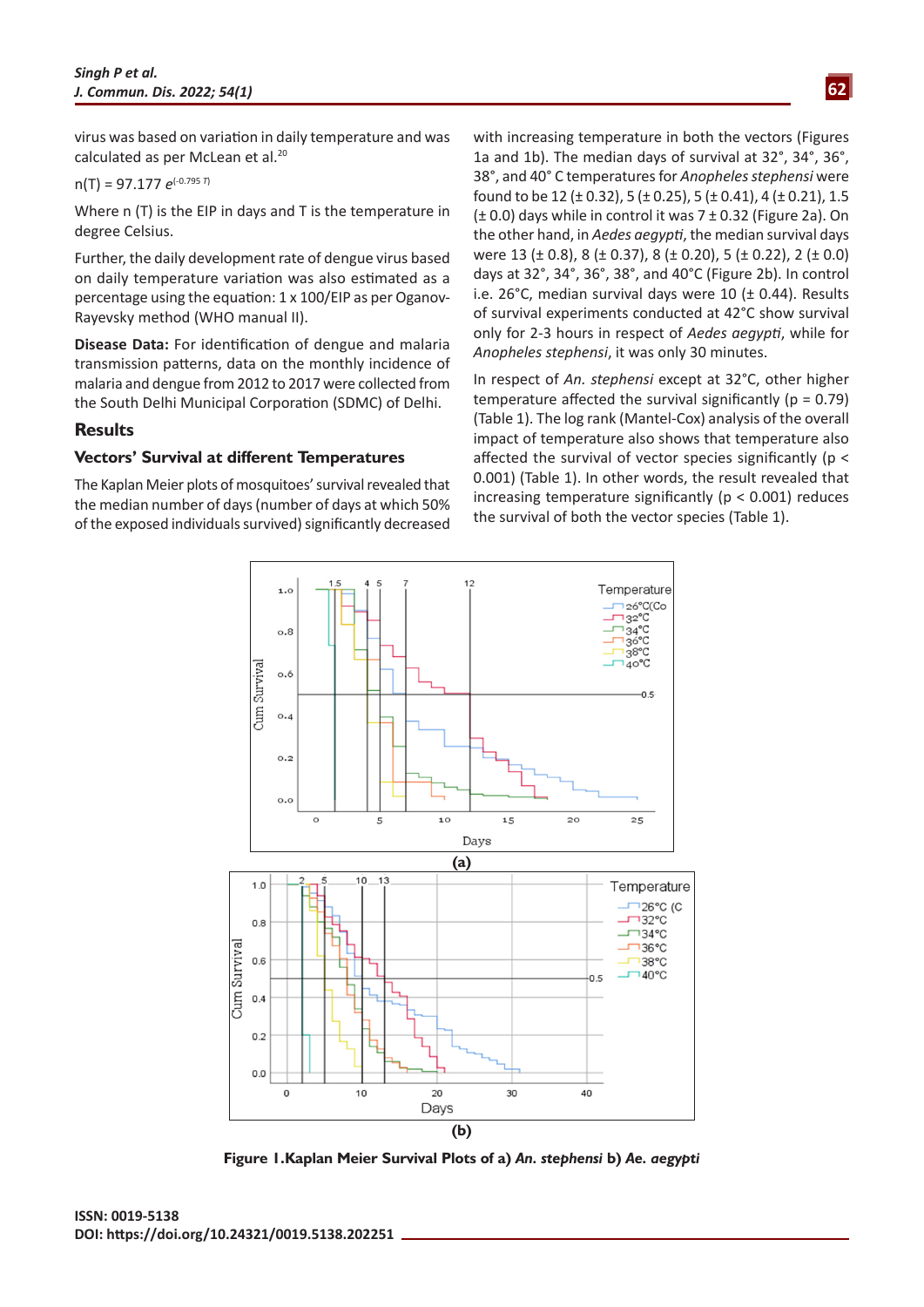virus was based on variation in daily temperature and was calculated as per McLean et al.[20]

$n(T) = 97.177\ e^{(-0.795\ T)}$

Where n (T) is the EIP in days and T is the temperature in degree Celsius.

Further, the daily development rate of dengue virus based on daily temperature variation was also estimated as a percentage using the equation: 1 x 100/EIP as per Oganov-Rayevsky method (WHO manual II).

**Disease Data:** For identification of dengue and malaria transmission patterns, data on the monthly incidence of malaria and dengue from 2012 to 2017 were collected from the South Delhi Municipal Corporation (SDMC) of Delhi.

## Results

### Vectors' Survival at different Temperatures

The Kaplan Meier plots of mosquitoes' survival revealed that the median number of days (number of days at which 50% of the exposed individuals survived) significantly decreased with increasing temperature in both the vectors (Figures 1a and 1b). The median days of survival at 32°, 34°, 36°, 38°, and 40° C temperatures for *Anopheles stephensi* were found to be 12 (± 0.32), 5 (± 0.25), 5 (± 0.41), 4 (± 0.21), 1.5 (± 0.0) days while in control it was 7 ± 0.32 (Figure 2a). On the other hand, in *Aedes aegypti*, the median survival days were 13 (± 0.8), 8 (± 0.37), 8 (± 0.20), 5 (± 0.22), 2 (± 0.0) days at 32°, 34°, 36°, 38°, and 40°C (Figure 2b). In control i.e. 26°C, median survival days were 10 (± 0.44). Results of survival experiments conducted at 42°C show survival only for 2-3 hours in respect of *Aedes aegypti*, while for *Anopheles stephensi*, it was only 30 minutes.

In respect of *An. stephensi* except at 32°C, other higher temperature affected the survival significantly ($p = 0.79$) (Table 1). The log rank (Mantel-Cox) analysis of the overall impact of temperature also shows that temperature also affected the survival of vector species significantly ($p < 0.001$) (Table 1). In other words, the result revealed that increasing temperature significantly ($p < 0.001$) reduces the survival of both the vector species (Table 1).

**Figure 1.Kaplan Meier Survival Plots of a) *An. stephensi* b) *Ae. aegypti***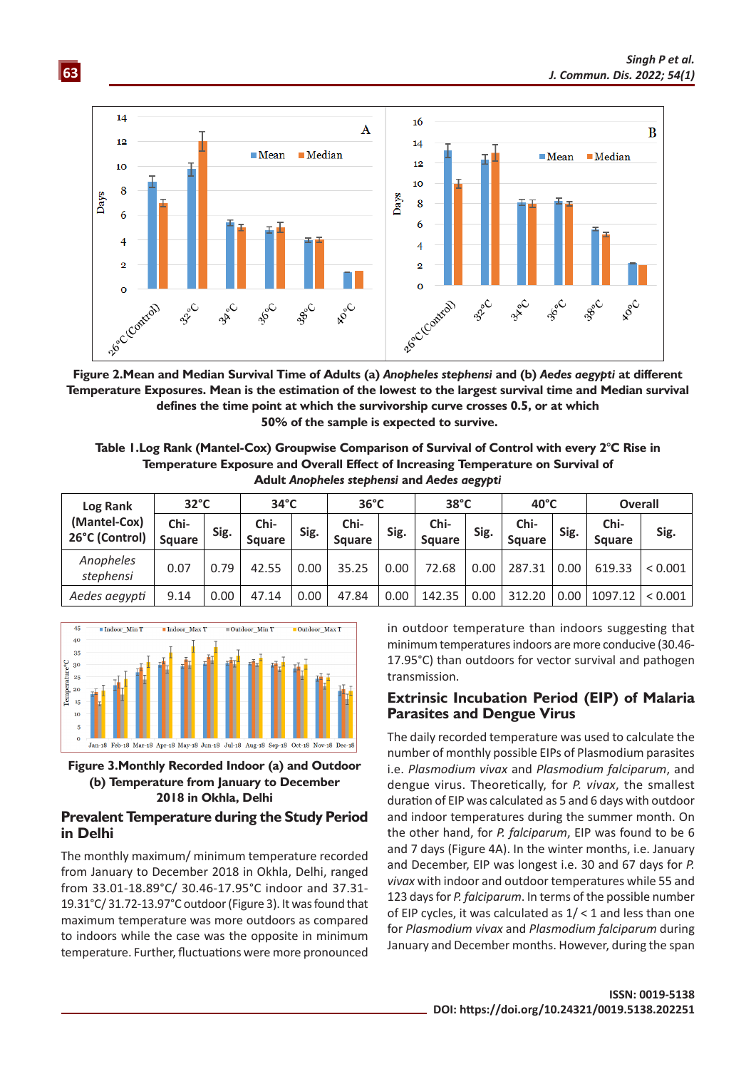**Figure 2.Mean and Median Survival Time of Adults (a) *Anopheles stephensi* and (b) *Aedes aegypti* at different Temperature Exposures. Mean is the estimation of the lowest to the largest survival time and Median survival defines the time point at which the survivorship curve crosses 0.5, or at which 50% of the sample is expected to survive.**

**Table 1.Log Rank (Mantel-Cox) Groupwise Comparison of Survival of Control with every 2°C Rise in Temperature Exposure and Overall Effect of Increasing Temperature on Survival of Adult *Anopheles stephensi* and *Aedes aegypti***

| Log Rank (Mantel-Cox) 26°C (Control) | 32°C | | 34°C | | 36°C | | 38°C | | 40°C | | Overall | |
|---|---|---|---|---|---|---|---|---|---|---|---|---|
| | Chi-Square | Sig. | Chi-Square | Sig. | Chi-Square | Sig. | Chi-Square | Sig. | Chi-Square | Sig. | Chi-Square | Sig. |
| *Anopheles stephensi* | 0.07 | 0.79 | 42.55 | 0.00 | 35.25 | 0.00 | 72.68 | 0.00 | 287.31 | 0.00 | 619.33 | < 0.001 |
| *Aedes aegypti* | 9.14 | 0.00 | 47.14 | 0.00 | 47.84 | 0.00 | 142.35 | 0.00 | 312.20 | 0.00 | 1097.12 | < 0.001 |

**Figure 3.Monthly Recorded Indoor (a) and Outdoor (b) Temperature from January to December 2018 in Okhla, Delhi**

## Prevalent Temperature during the Study Period in Delhi

The monthly maximum/ minimum temperature recorded from January to December 2018 in Okhla, Delhi, ranged from 33.01-18.89°C/ 30.46-17.95°C indoor and 37.31-19.31°C/ 31.72-13.97°C outdoor (Figure 3). It was found that maximum temperature was more outdoors as compared to indoors while the case was the opposite in minimum temperature. Further, fluctuations were more pronounced in outdoor temperature than indoors suggesting that minimum temperatures indoors are more conducive (30.46-17.95°C) than outdoors for vector survival and pathogen transmission.

## Extrinsic Incubation Period (EIP) of Malaria Parasites and Dengue Virus

The daily recorded temperature was used to calculate the number of monthly possible EIPs of Plasmodium parasites i.e. *Plasmodium vivax* and *Plasmodium falciparum*, and dengue virus. Theoretically, for *P. vivax*, the smallest duration of EIP was calculated as 5 and 6 days with outdoor and indoor temperatures during the summer month. On the other hand, for *P. falciparum*, EIP was found to be 6 and 7 days (Figure 4A). In the winter months, i.e. January and December, EIP was longest i.e. 30 and 67 days for *P. vivax* with indoor and outdoor temperatures while 55 and 123 days for *P. falciparum*. In terms of the possible number of EIP cycles, it was calculated as 1/ < 1 and less than one for *Plasmodium vivax* and *Plasmodium falciparum* during January and December months. However, during the span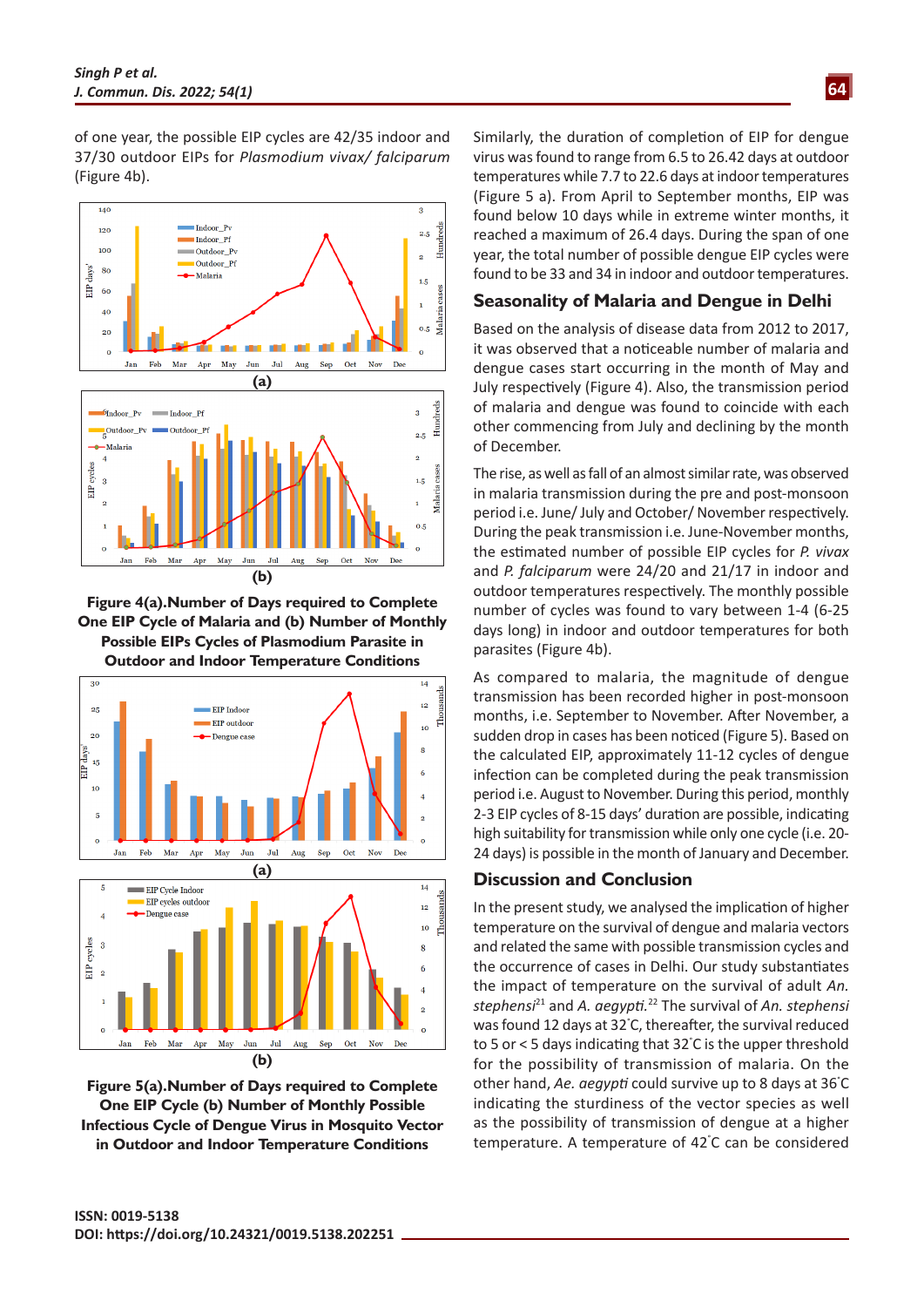of one year, the possible EIP cycles are 42/35 indoor and 37/30 outdoor EIPs for *Plasmodium vivax/ falciparum* (Figure 4b).

**Figure 4(a).Number of Days required to Complete One EIP Cycle of Malaria and (b) Number of Monthly Possible EIPs Cycles of Plasmodium Parasite in Outdoor and Indoor Temperature Conditions**

**Figure 5(a).Number of Days required to Complete One EIP Cycle (b) Number of Monthly Possible Infectious Cycle of Dengue Virus in Mosquito Vector in Outdoor and Indoor Temperature Conditions**

Similarly, the duration of completion of EIP for dengue virus was found to range from 6.5 to 26.42 days at outdoor temperatures while 7.7 to 22.6 days at indoor temperatures (Figure 5 a). From April to September months, EIP was found below 10 days while in extreme winter months, it reached a maximum of 26.4 days. During the span of one year, the total number of possible dengue EIP cycles were found to be 33 and 34 in indoor and outdoor temperatures.

## Seasonality of Malaria and Dengue in Delhi

Based on the analysis of disease data from 2012 to 2017, it was observed that a noticeable number of malaria and dengue cases start occurring in the month of May and July respectively (Figure 4). Also, the transmission period of malaria and dengue was found to coincide with each other commencing from July and declining by the month of December.

The rise, as well as fall of an almost similar rate, was observed in malaria transmission during the pre and post-monsoon period i.e. June/ July and October/ November respectively. During the peak transmission i.e. June-November months, the estimated number of possible EIP cycles for *P. vivax* and *P. falciparum* were 24/20 and 21/17 in indoor and outdoor temperatures respectively. The monthly possible number of cycles was found to vary between 1-4 (6-25 days long) in indoor and outdoor temperatures for both parasites (Figure 4b).

As compared to malaria, the magnitude of dengue transmission has been recorded higher in post-monsoon months, i.e. September to November. After November, a sudden drop in cases has been noticed (Figure 5). Based on the calculated EIP, approximately 11-12 cycles of dengue infection can be completed during the peak transmission period i.e. August to November. During this period, monthly 2-3 EIP cycles of 8-15 days' duration are possible, indicating high suitability for transmission while only one cycle (i.e. 20-24 days) is possible in the month of January and December.

## Discussion and Conclusion

In the present study, we analysed the implication of higher temperature on the survival of dengue and malaria vectors and related the same with possible transmission cycles and the occurrence of cases in Delhi. Our study substantiates the impact of temperature on the survival of adult *An. stephensi*[21] and *A. aegypti*.[22] The survival of *An. stephensi* was found 12 days at 32°C, thereafter, the survival reduced to 5 or < 5 days indicating that 32°C is the upper threshold for the possibility of transmission of malaria. On the other hand, *Ae. aegypti* could survive up to 8 days at 36°C indicating the sturdiness of the vector species as well as the possibility of transmission of dengue at a higher temperature. A temperature of 42°C can be considered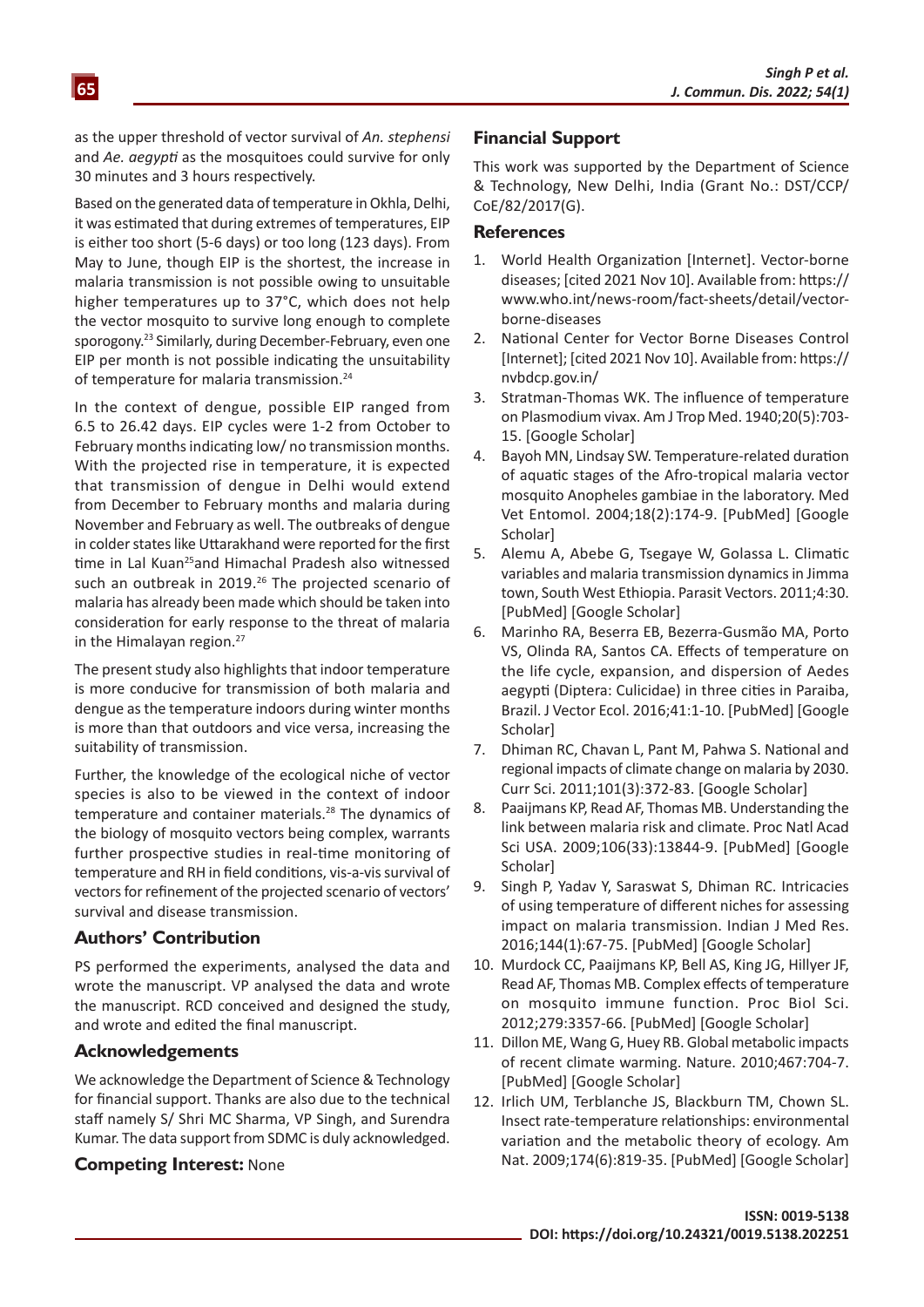as the upper threshold of vector survival of *An. stephensi* and *Ae. aegypti* as the mosquitoes could survive for only 30 minutes and 3 hours respectively.

Based on the generated data of temperature in Okhla, Delhi, it was estimated that during extremes of temperatures, EIP is either too short (5-6 days) or too long (123 days). From May to June, though EIP is the shortest, the increase in malaria transmission is not possible owing to unsuitable higher temperatures up to 37°C, which does not help the vector mosquito to survive long enough to complete sporogony.[23] Similarly, during December-February, even one EIP per month is not possible indicating the unsuitability of temperature for malaria transmission.[24]

In the context of dengue, possible EIP ranged from 6.5 to 26.42 days. EIP cycles were 1-2 from October to February months indicating low/ no transmission months. With the projected rise in temperature, it is expected that transmission of dengue in Delhi would extend from December to February months and malaria during November and February as well. The outbreaks of dengue in colder states like Uttarakhand were reported for the first time in Lal Kuan[25]and Himachal Pradesh also witnessed such an outbreak in 2019.[26] The projected scenario of malaria has already been made which should be taken into consideration for early response to the threat of malaria in the Himalayan region.[27]

The present study also highlights that indoor temperature is more conducive for transmission of both malaria and dengue as the temperature indoors during winter months is more than that outdoors and vice versa, increasing the suitability of transmission.

Further, the knowledge of the ecological niche of vector species is also to be viewed in the context of indoor temperature and container materials.[28] The dynamics of the biology of mosquito vectors being complex, warrants further prospective studies in real-time monitoring of temperature and RH in field conditions, vis-a-vis survival of vectors for refinement of the projected scenario of vectors' survival and disease transmission.

## Authors' Contribution

PS performed the experiments, analysed the data and wrote the manuscript. VP analysed the data and wrote the manuscript. RCD conceived and designed the study, and wrote and edited the final manuscript.

## Acknowledgements

We acknowledge the Department of Science & Technology for financial support. Thanks are also due to the technical staff namely S/ Shri MC Sharma, VP Singh, and Surendra Kumar. The data support from SDMC is duly acknowledged.

**Competing Interest:** None

## Financial Support

This work was supported by the Department of Science & Technology, New Delhi, India (Grant No.: DST/CCP/CoE/82/2017(G).

## References

1. World Health Organization [Internet]. Vector-borne diseases; [cited 2021 Nov 10]. Available from: https://www.who.int/news-room/fact-sheets/detail/vector-borne-diseases
2. National Center for Vector Borne Diseases Control [Internet]; [cited 2021 Nov 10]. Available from: https://nvbdcp.gov.in/
3. Stratman-Thomas WK. The influence of temperature on Plasmodium vivax. Am J Trop Med. 1940;20(5):703-15. [Google Scholar]
4. Bayoh MN, Lindsay SW. Temperature-related duration of aquatic stages of the Afro-tropical malaria vector mosquito Anopheles gambiae in the laboratory. Med Vet Entomol. 2004;18(2):174-9. [PubMed] [Google Scholar]
5. Alemu A, Abebe G, Tsegaye W, Golassa L. Climatic variables and malaria transmission dynamics in Jimma town, South West Ethiopia. Parasit Vectors. 2011;4:30. [PubMed] [Google Scholar]
6. Marinho RA, Beserra EB, Bezerra-Gusmão MA, Porto VS, Olinda RA, Santos CA. Effects of temperature on the life cycle, expansion, and dispersion of Aedes aegypti (Diptera: Culicidae) in three cities in Paraiba, Brazil. J Vector Ecol. 2016;41:1-10. [PubMed] [Google Scholar]
7. Dhiman RC, Chavan L, Pant M, Pahwa S. National and regional impacts of climate change on malaria by 2030. Curr Sci. 2011;101(3):372-83. [Google Scholar]
8. Paaijmans KP, Read AF, Thomas MB. Understanding the link between malaria risk and climate. Proc Natl Acad Sci USA. 2009;106(33):13844-9. [PubMed] [Google Scholar]
9. Singh P, Yadav Y, Saraswat S, Dhiman RC. Intricacies of using temperature of different niches for assessing impact on malaria transmission. Indian J Med Res. 2016;144(1):67-75. [PubMed] [Google Scholar]
10. Murdock CC, Paaijmans KP, Bell AS, King JG, Hillyer JF, Read AF, Thomas MB. Complex effects of temperature on mosquito immune function. Proc Biol Sci. 2012;279:3357-66. [PubMed] [Google Scholar]
11. Dillon ME, Wang G, Huey RB. Global metabolic impacts of recent climate warming. Nature. 2010;467:704-7. [PubMed] [Google Scholar]
12. Irlich UM, Terblanche JS, Blackburn TM, Chown SL. Insect rate-temperature relationships: environmental variation and the metabolic theory of ecology. Am Nat. 2009;174(6):819-35. [PubMed] [Google Scholar]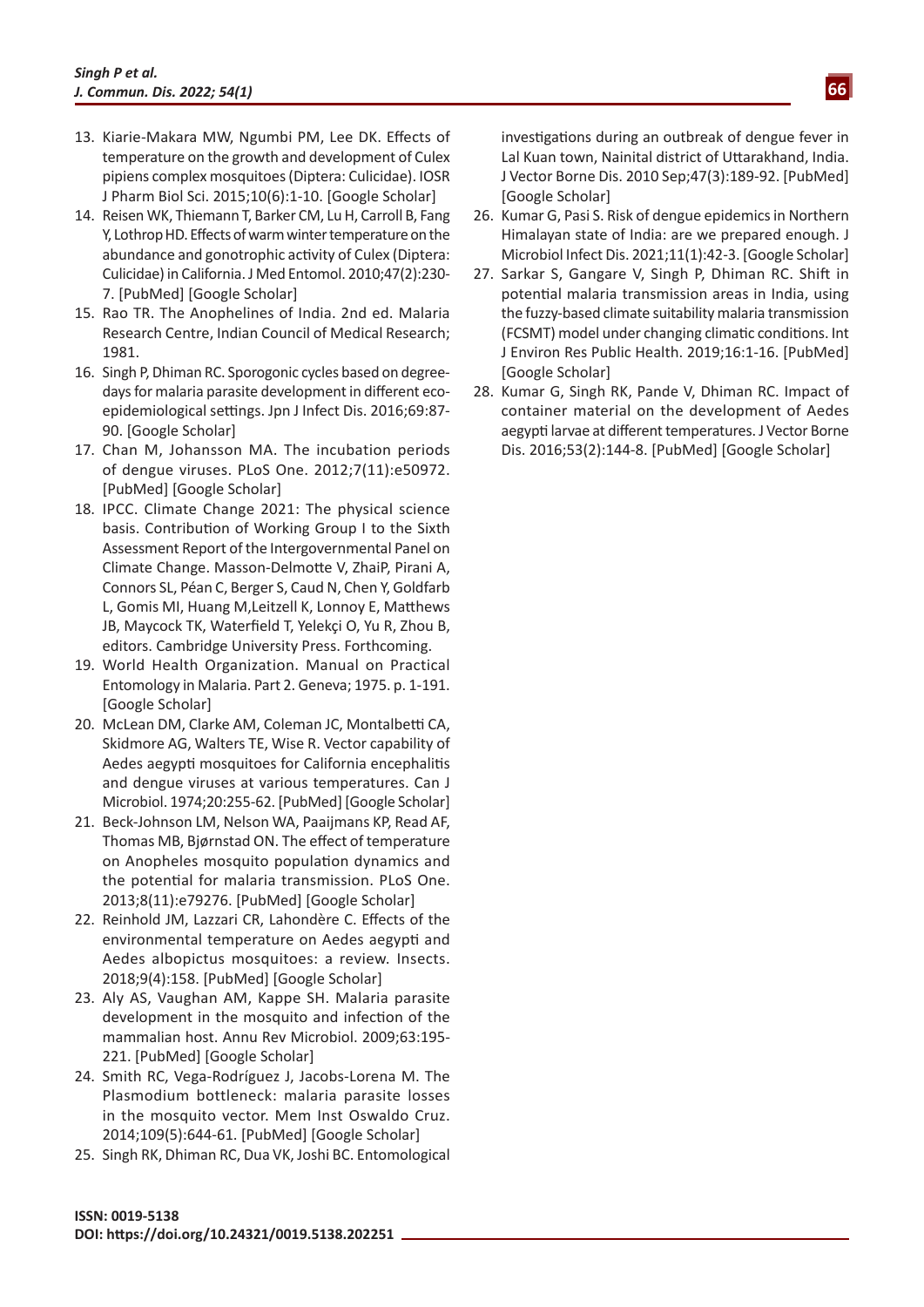13. Kiarie-Makara MW, Ngumbi PM, Lee DK. Effects of temperature on the growth and development of Culex pipiens complex mosquitoes (Diptera: Culicidae). IOSR J Pharm Biol Sci. 2015;10(6):1-10. [Google Scholar]
14. Reisen WK, Thiemann T, Barker CM, Lu H, Carroll B, Fang Y, Lothrop HD. Effects of warm winter temperature on the abundance and gonotrophic activity of Culex (Diptera: Culicidae) in California. J Med Entomol. 2010;47(2):230-7. [PubMed] [Google Scholar]
15. Rao TR. The Anophelines of India. 2nd ed. Malaria Research Centre, Indian Council of Medical Research; 1981.
16. Singh P, Dhiman RC. Sporogonic cycles based on degree-days for malaria parasite development in different eco-epidemiological settings. Jpn J Infect Dis. 2016;69:87-90. [Google Scholar]
17. Chan M, Johansson MA. The incubation periods of dengue viruses. PLoS One. 2012;7(11):e50972. [PubMed] [Google Scholar]
18. IPCC. Climate Change 2021: The physical science basis. Contribution of Working Group I to the Sixth Assessment Report of the Intergovernmental Panel on Climate Change. Masson-Delmotte V, ZhaiP, Pirani A, Connors SL, Péan C, Berger S, Caud N, Chen Y, Goldfarb L, Gomis MI, Huang M,Leitzell K, Lonnoy E, Matthews JB, Maycock TK, Waterfield T, Yelekçi O, Yu R, Zhou B, editors. Cambridge University Press. Forthcoming.
19. World Health Organization. Manual on Practical Entomology in Malaria. Part 2. Geneva; 1975. p. 1-191. [Google Scholar]
20. McLean DM, Clarke AM, Coleman JC, Montalbetti CA, Skidmore AG, Walters TE, Wise R. Vector capability of Aedes aegypti mosquitoes for California encephalitis and dengue viruses at various temperatures. Can J Microbiol. 1974;20:255-62. [PubMed] [Google Scholar]
21. Beck-Johnson LM, Nelson WA, Paaijmans KP, Read AF, Thomas MB, Bjørnstad ON. The effect of temperature on Anopheles mosquito population dynamics and the potential for malaria transmission. PLoS One. 2013;8(11):e79276. [PubMed] [Google Scholar]
22. Reinhold JM, Lazzari CR, Lahondère C. Effects of the environmental temperature on Aedes aegypti and Aedes albopictus mosquitoes: a review. Insects. 2018;9(4):158. [PubMed] [Google Scholar]
23. Aly AS, Vaughan AM, Kappe SH. Malaria parasite development in the mosquito and infection of the mammalian host. Annu Rev Microbiol. 2009;63:195-221. [PubMed] [Google Scholar]
24. Smith RC, Vega-Rodríguez J, Jacobs-Lorena M. The Plasmodium bottleneck: malaria parasite losses in the mosquito vector. Mem Inst Oswaldo Cruz. 2014;109(5):644-61. [PubMed] [Google Scholar]
25. Singh RK, Dhiman RC, Dua VK, Joshi BC. Entomological investigations during an outbreak of dengue fever in Lal Kuan town, Nainital district of Uttarakhand, India. J Vector Borne Dis. 2010 Sep;47(3):189-92. [PubMed] [Google Scholar]
26. Kumar G, Pasi S. Risk of dengue epidemics in Northern Himalayan state of India: are we prepared enough. J Microbiol Infect Dis. 2021;11(1):42-3. [Google Scholar]
27. Sarkar S, Gangare V, Singh P, Dhiman RC. Shift in potential malaria transmission areas in India, using the fuzzy-based climate suitability malaria transmission (FCSMT) model under changing climatic conditions. Int J Environ Res Public Health. 2019;16:1-16. [PubMed] [Google Scholar]
28. Kumar G, Singh RK, Pande V, Dhiman RC. Impact of container material on the development of Aedes aegypti larvae at different temperatures. J Vector Borne Dis. 2016;53(2):144-8. [PubMed] [Google Scholar]